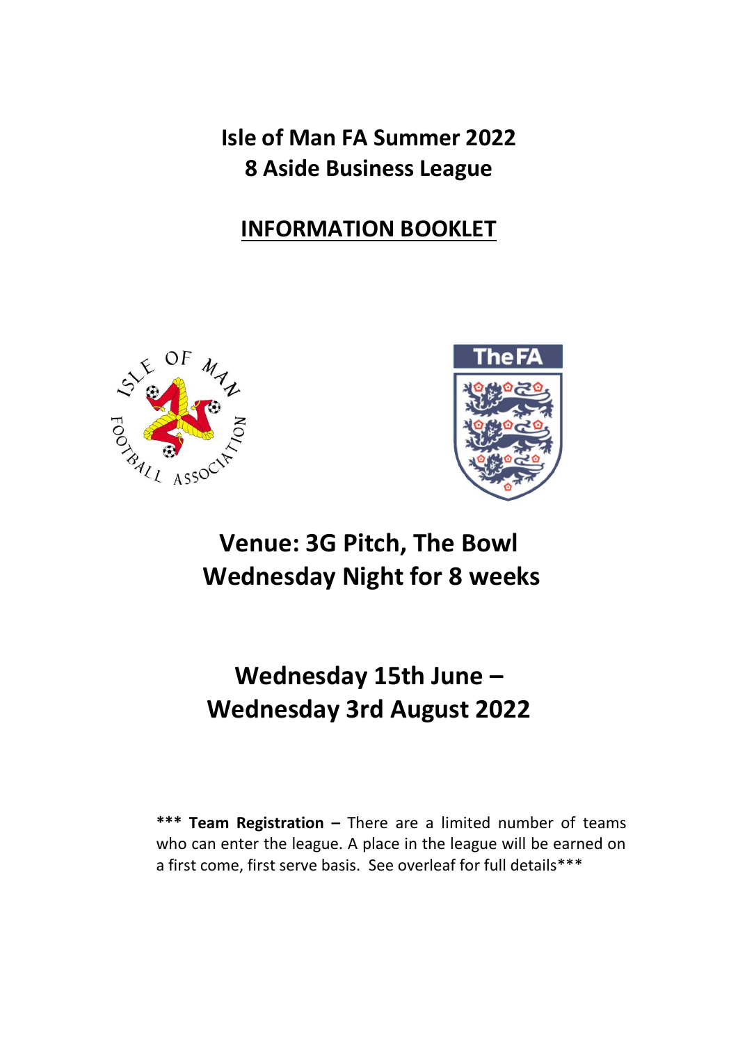# Isle of Man FA Summer 2022
# 8 Aside Business League

## INFORMATION BOOKLET

## Venue: 3G Pitch, The Bowl
## Wednesday Night for 8 weeks

## Wednesday 15th June – Wednesday 3rd August 2022

**\*\*\* Team Registration –** There are a limited number of teams who can enter the league. A place in the league will be earned on a first come, first serve basis. See overleaf for full details\*\*\*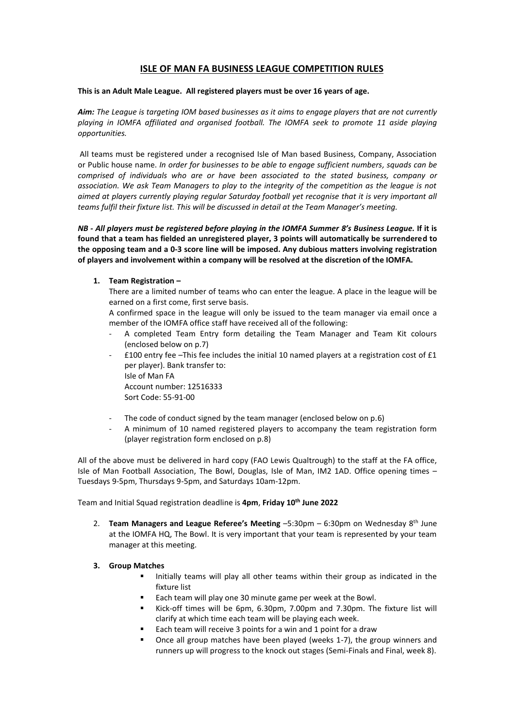# ISLE OF MAN FA BUSINESS LEAGUE COMPETITION RULES

**This is an Adult Male League. All registered players must be over 16 years of age.**

***Aim:*** *The League is targeting IOM based businesses as it aims to engage players that are not currently playing in IOMFA affiliated and organised football. The IOMFA seek to promote 11 aside playing opportunities.*

All teams must be registered under a recognised Isle of Man based Business, Company, Association or Public house name. *In order for businesses to be able to engage sufficient numbers, squads can be comprised of individuals who are or have been associated to the stated business, company or association. We ask Team Managers to play to the integrity of the competition as the league is not aimed at players currently playing regular Saturday football yet recognise that it is very important all teams fulfil their fixture list. This will be discussed in detail at the Team Manager's meeting.*

***NB - All players must be registered before playing in the IOMFA Summer 8's Business League.*** **If it is found that a team has fielded an unregistered player, 3 points will automatically be surrendered to the opposing team and a 0-3 score line will be imposed. Any dubious matters involving registration of players and involvement within a company will be resolved at the discretion of the IOMFA.**

1. **Team Registration –**
   There are a limited number of teams who can enter the league. A place in the league will be earned on a first come, first serve basis.
   A confirmed space in the league will only be issued to the team manager via email once a member of the IOMFA office staff have received all of the following:
   - A completed Team Entry form detailing the Team Manager and Team Kit colours (enclosed below on p.7)
   - £100 entry fee –This fee includes the initial 10 named players at a registration cost of £1 per player). Bank transfer to:
     Isle of Man FA
     Account number: 12516333
     Sort Code: 55-91-00
   - The code of conduct signed by the team manager (enclosed below on p.6)
   - A minimum of 10 named registered players to accompany the team registration form (player registration form enclosed on p.8)

All of the above must be delivered in hard copy (FAO Lewis Qualtrough) to the staff at the FA office, Isle of Man Football Association, The Bowl, Douglas, Isle of Man, IM2 1AD. Office opening times – Tuesdays 9-5pm, Thursdays 9-5pm, and Saturdays 10am-12pm.

Team and Initial Squad registration deadline is **4pm**, **Friday 10th June 2022**

2. **Team Managers and League Referee's Meeting** –5:30pm – 6:30pm on Wednesday 8th June at the IOMFA HQ, The Bowl. It is very important that your team is represented by your team manager at this meeting.

3. **Group Matches**
   - Initially teams will play all other teams within their group as indicated in the fixture list
   - Each team will play one 30 minute game per week at the Bowl.
   - Kick-off times will be 6pm, 6.30pm, 7.00pm and 7.30pm. The fixture list will clarify at which time each team will be playing each week.
   - Each team will receive 3 points for a win and 1 point for a draw
   - Once all group matches have been played (weeks 1-7), the group winners and runners up will progress to the knock out stages (Semi-Finals and Final, week 8).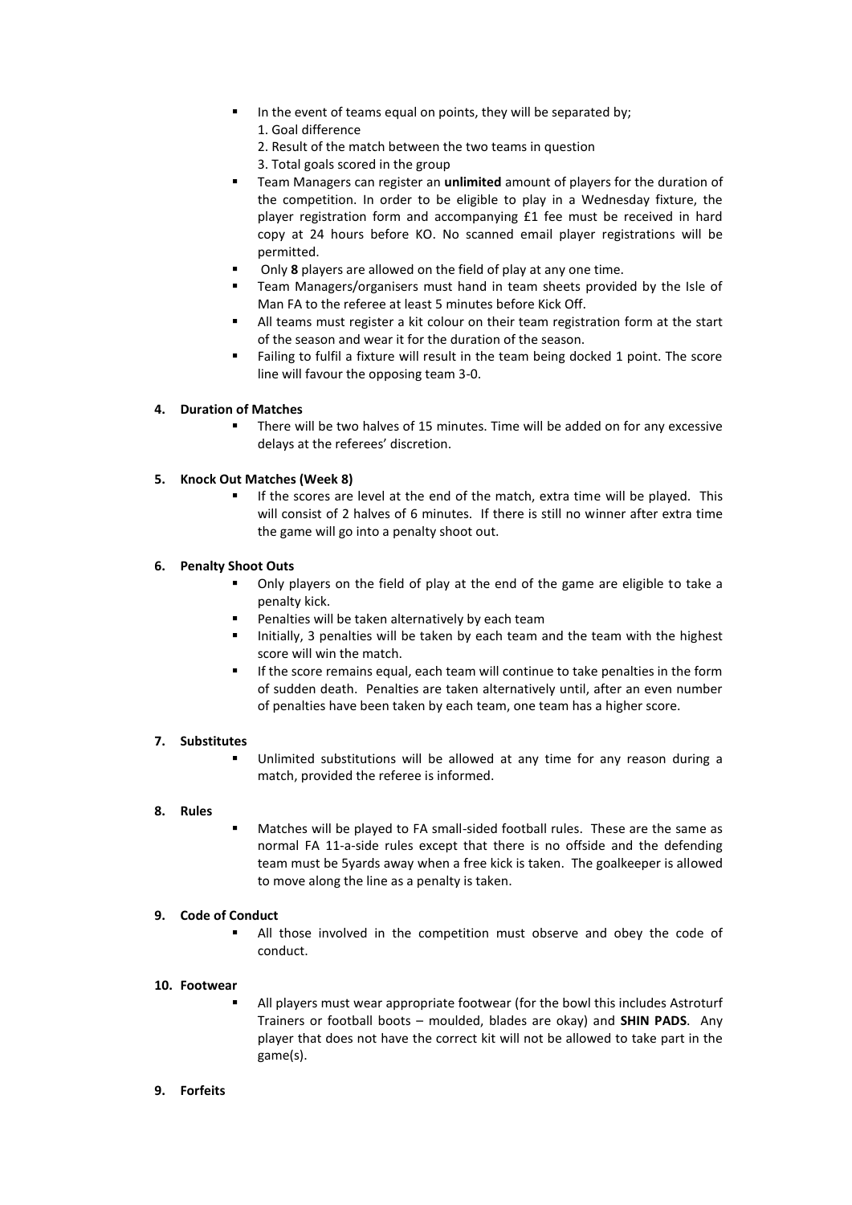- In the event of teams equal on points, they will be separated by;
  1. Goal difference
  2. Result of the match between the two teams in question
  3. Total goals scored in the group
- Team Managers can register an **unlimited** amount of players for the duration of the competition. In order to be eligible to play in a Wednesday fixture, the player registration form and accompanying £1 fee must be received in hard copy at 24 hours before KO. No scanned email player registrations will be permitted.
- Only **8** players are allowed on the field of play at any one time.
- Team Managers/organisers must hand in team sheets provided by the Isle of Man FA to the referee at least 5 minutes before Kick Off.
- All teams must register a kit colour on their team registration form at the start of the season and wear it for the duration of the season.
- Failing to fulfil a fixture will result in the team being docked 1 point. The score line will favour the opposing team 3-0.

**4. Duration of Matches**

- There will be two halves of 15 minutes. Time will be added on for any excessive delays at the referees' discretion.

**5. Knock Out Matches (Week 8)**

- If the scores are level at the end of the match, extra time will be played. This will consist of 2 halves of 6 minutes. If there is still no winner after extra time the game will go into a penalty shoot out.

**6. Penalty Shoot Outs**

- Only players on the field of play at the end of the game are eligible to take a penalty kick.
- Penalties will be taken alternatively by each team
- Initially, 3 penalties will be taken by each team and the team with the highest score will win the match.
- If the score remains equal, each team will continue to take penalties in the form of sudden death. Penalties are taken alternatively until, after an even number of penalties have been taken by each team, one team has a higher score.

**7. Substitutes**

- Unlimited substitutions will be allowed at any time for any reason during a match, provided the referee is informed.

**8. Rules**

- Matches will be played to FA small-sided football rules. These are the same as normal FA 11-a-side rules except that there is no offside and the defending team must be 5yards away when a free kick is taken. The goalkeeper is allowed to move along the line as a penalty is taken.

**9. Code of Conduct**

- All those involved in the competition must observe and obey the code of conduct.

**10. Footwear**

- All players must wear appropriate footwear (for the bowl this includes Astroturf Trainers or football boots – moulded, blades are okay) and **SHIN PADS**. Any player that does not have the correct kit will not be allowed to take part in the game(s).

**9. Forfeits**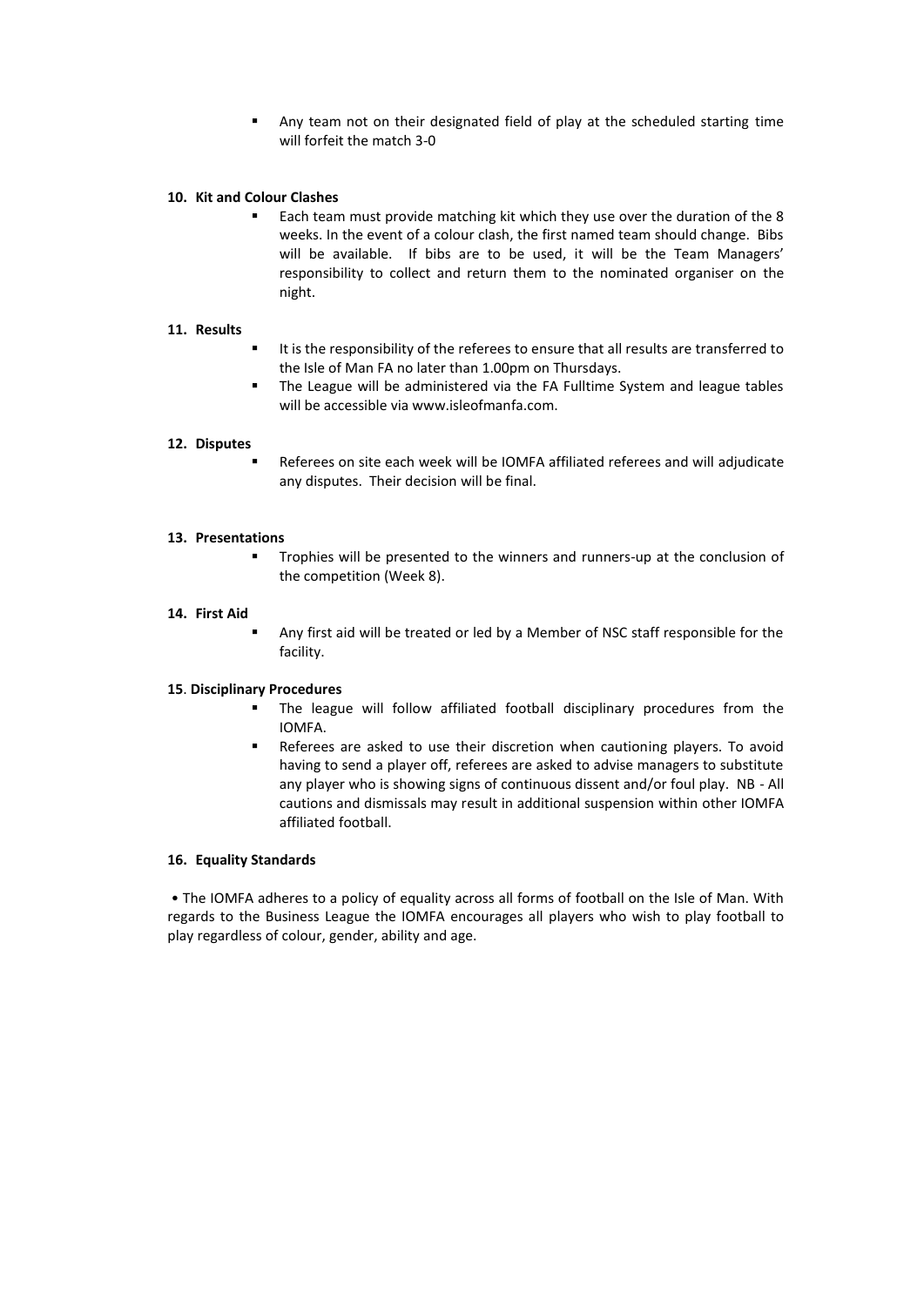- Any team not on their designated field of play at the scheduled starting time will forfeit the match 3-0

**10. Kit and Colour Clashes**

- Each team must provide matching kit which they use over the duration of the 8 weeks. In the event of a colour clash, the first named team should change. Bibs will be available. If bibs are to be used, it will be the Team Managers' responsibility to collect and return them to the nominated organiser on the night.

**11. Results**

- It is the responsibility of the referees to ensure that all results are transferred to the Isle of Man FA no later than 1.00pm on Thursdays.
- The League will be administered via the FA Fulltime System and league tables will be accessible via www.isleofmanfa.com.

**12. Disputes**

- Referees on site each week will be IOMFA affiliated referees and will adjudicate any disputes. Their decision will be final.

**13. Presentations**

- Trophies will be presented to the winners and runners-up at the conclusion of the competition (Week 8).

**14. First Aid**

- Any first aid will be treated or led by a Member of NSC staff responsible for the facility.

**15. Disciplinary Procedures**

- The league will follow affiliated football disciplinary procedures from the IOMFA.
- Referees are asked to use their discretion when cautioning players. To avoid having to send a player off, referees are asked to advise managers to substitute any player who is showing signs of continuous dissent and/or foul play. NB - All cautions and dismissals may result in additional suspension within other IOMFA affiliated football.

**16. Equality Standards**

- The IOMFA adheres to a policy of equality across all forms of football on the Isle of Man. With regards to the Business League the IOMFA encourages all players who wish to play football to play regardless of colour, gender, ability and age.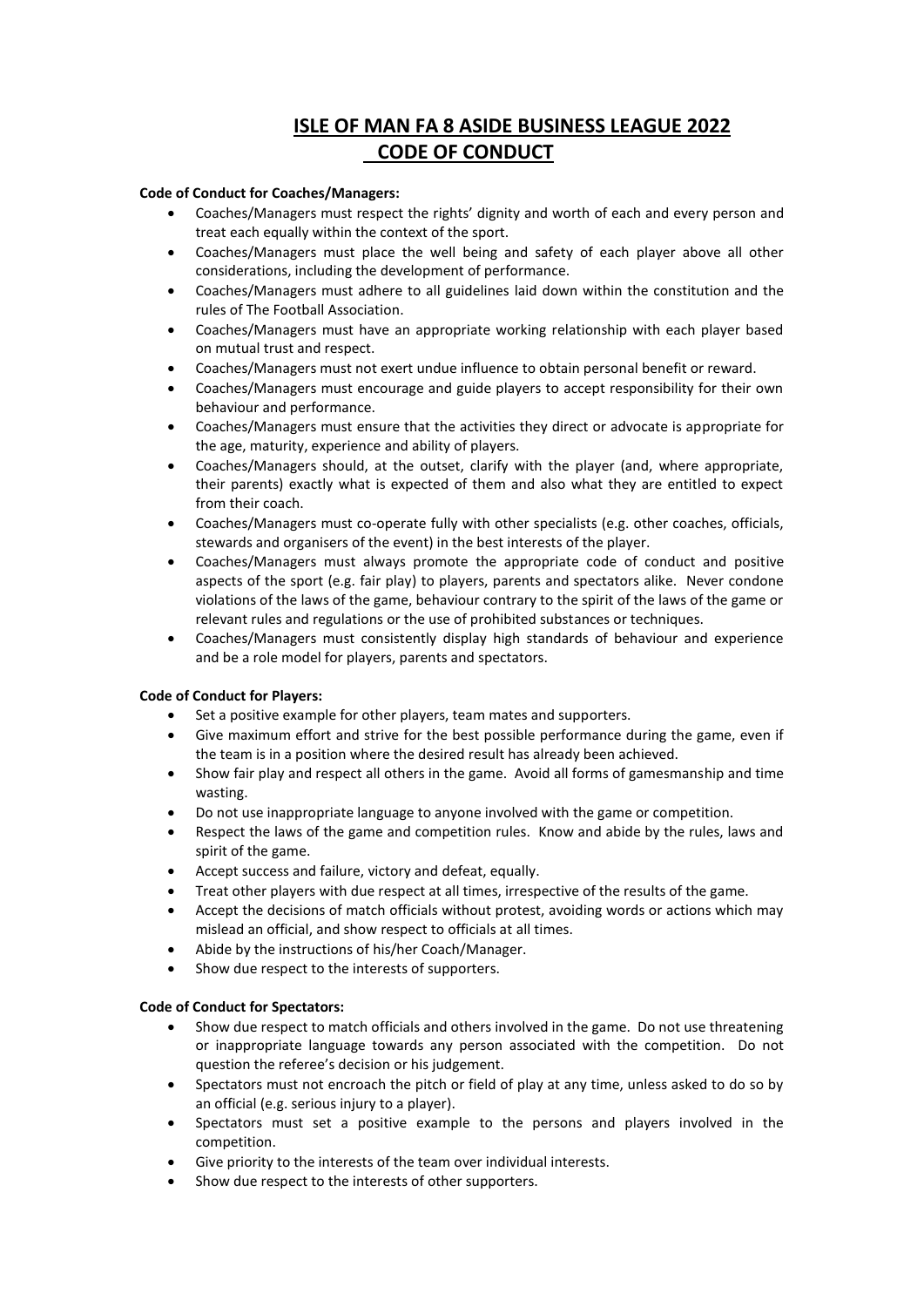# ISLE OF MAN FA 8 ASIDE BUSINESS LEAGUE 2022
# CODE OF CONDUCT

**Code of Conduct for Coaches/Managers:**

- Coaches/Managers must respect the rights' dignity and worth of each and every person and treat each equally within the context of the sport.
- Coaches/Managers must place the well being and safety of each player above all other considerations, including the development of performance.
- Coaches/Managers must adhere to all guidelines laid down within the constitution and the rules of The Football Association.
- Coaches/Managers must have an appropriate working relationship with each player based on mutual trust and respect.
- Coaches/Managers must not exert undue influence to obtain personal benefit or reward.
- Coaches/Managers must encourage and guide players to accept responsibility for their own behaviour and performance.
- Coaches/Managers must ensure that the activities they direct or advocate is appropriate for the age, maturity, experience and ability of players.
- Coaches/Managers should, at the outset, clarify with the player (and, where appropriate, their parents) exactly what is expected of them and also what they are entitled to expect from their coach.
- Coaches/Managers must co-operate fully with other specialists (e.g. other coaches, officials, stewards and organisers of the event) in the best interests of the player.
- Coaches/Managers must always promote the appropriate code of conduct and positive aspects of the sport (e.g. fair play) to players, parents and spectators alike. Never condone violations of the laws of the game, behaviour contrary to the spirit of the laws of the game or relevant rules and regulations or the use of prohibited substances or techniques.
- Coaches/Managers must consistently display high standards of behaviour and experience and be a role model for players, parents and spectators.

**Code of Conduct for Players:**

- Set a positive example for other players, team mates and supporters.
- Give maximum effort and strive for the best possible performance during the game, even if the team is in a position where the desired result has already been achieved.
- Show fair play and respect all others in the game. Avoid all forms of gamesmanship and time wasting.
- Do not use inappropriate language to anyone involved with the game or competition.
- Respect the laws of the game and competition rules. Know and abide by the rules, laws and spirit of the game.
- Accept success and failure, victory and defeat, equally.
- Treat other players with due respect at all times, irrespective of the results of the game.
- Accept the decisions of match officials without protest, avoiding words or actions which may mislead an official, and show respect to officials at all times.
- Abide by the instructions of his/her Coach/Manager.
- Show due respect to the interests of supporters.

**Code of Conduct for Spectators:**

- Show due respect to match officials and others involved in the game. Do not use threatening or inappropriate language towards any person associated with the competition. Do not question the referee's decision or his judgement.
- Spectators must not encroach the pitch or field of play at any time, unless asked to do so by an official (e.g. serious injury to a player).
- Spectators must set a positive example to the persons and players involved in the competition.
- Give priority to the interests of the team over individual interests.
- Show due respect to the interests of other supporters.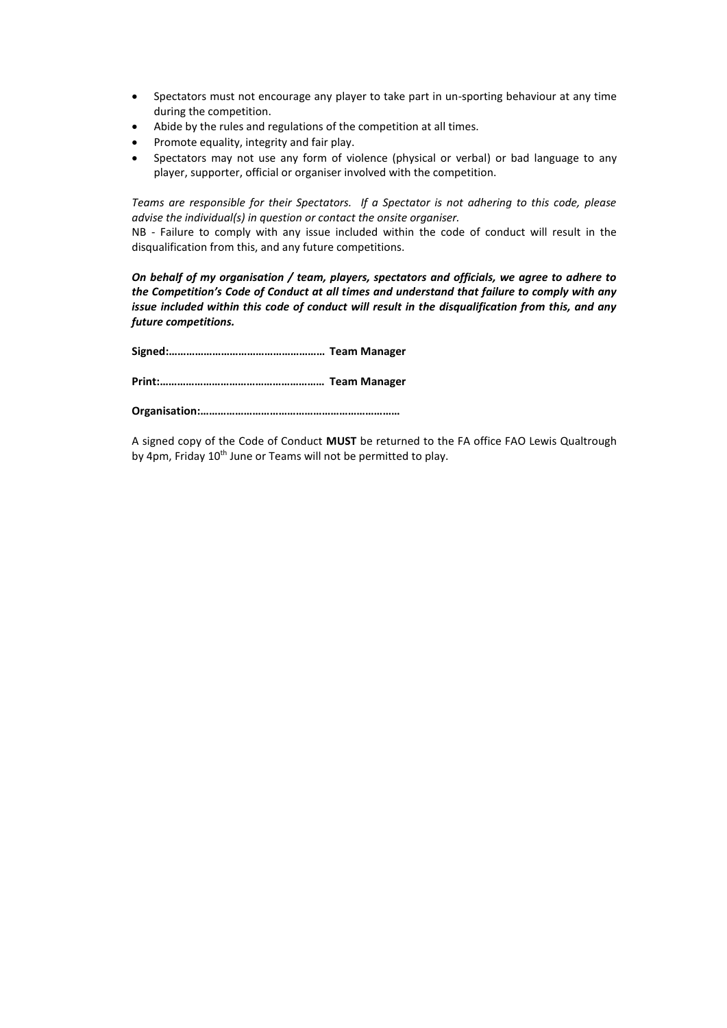- Spectators must not encourage any player to take part in un-sporting behaviour at any time during the competition.
- Abide by the rules and regulations of the competition at all times.
- Promote equality, integrity and fair play.
- Spectators may not use any form of violence (physical or verbal) or bad language to any player, supporter, official or organiser involved with the competition.

*Teams are responsible for their Spectators. If a Spectator is not adhering to this code, please advise the individual(s) in question or contact the onsite organiser.*

NB - Failure to comply with any issue included within the code of conduct will result in the disqualification from this, and any future competitions.

***On behalf of my organisation / team, players, spectators and officials, we agree to adhere to the Competition's Code of Conduct at all times and understand that failure to comply with any issue included within this code of conduct will result in the disqualification from this, and any future competitions.***

**Signed:……………………………………………… Team Manager**

**Print:………………………………………………… Team Manager**

**Organisation:……………………………………………………………**

A signed copy of the Code of Conduct **MUST** be returned to the FA office FAO Lewis Qualtrough by 4pm, Friday 10th June or Teams will not be permitted to play.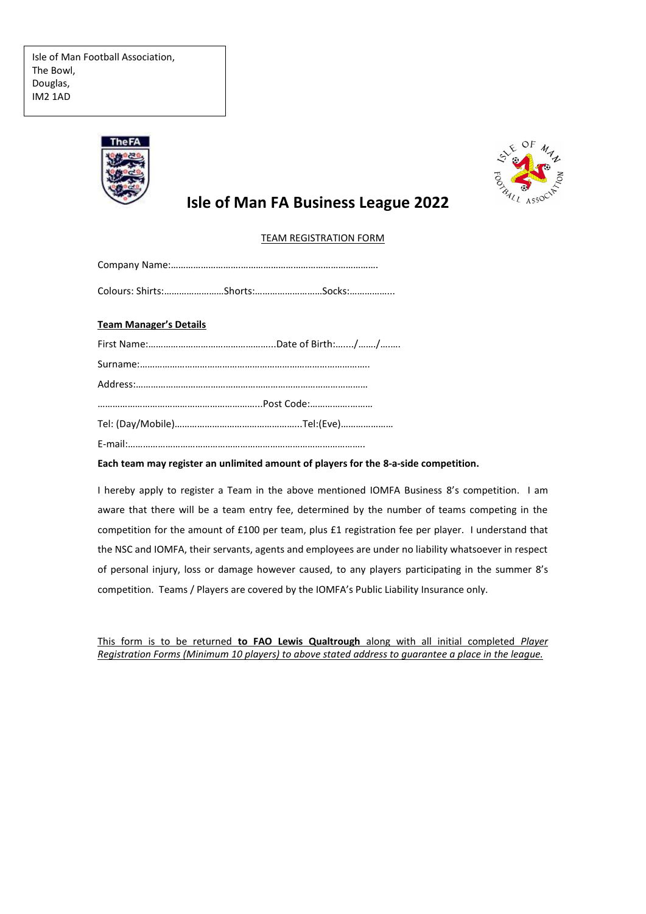Isle of Man Football Association,
The Bowl,
Douglas,
IM2 1AD

# Isle of Man FA Business League 2022

TEAM REGISTRATION FORM

Company Name:………………………………………………………………………….

Colours: Shirts:……………………Shorts:………………………Socks:……………...

**Team Manager's Details**

First Name:……………………………………………..Date of Birth:……./……./……..

Surname:……………………………………………………………………………….

Address:………………………………………………………………………………

…………………………………………………………..Post Code:………………………

Tel: (Day/Mobile)……………………………………………..Tel:(Eve)…………………

E-mail:…………………………………………………………………………………..

**Each team may register an unlimited amount of players for the 8-a-side competition.**

I hereby apply to register a Team in the above mentioned IOMFA Business 8's competition. I am aware that there will be a team entry fee, determined by the number of teams competing in the competition for the amount of £100 per team, plus £1 registration fee per player. I understand that the NSC and IOMFA, their servants, agents and employees are under no liability whatsoever in respect of personal injury, loss or damage however caused, to any players participating in the summer 8's competition. Teams / Players are covered by the IOMFA's Public Liability Insurance only.

This form is to be returned **to FAO Lewis Qualtrough** along with all initial completed *Player Registration Forms (Minimum 10 players) to above stated address to guarantee a place in the league.*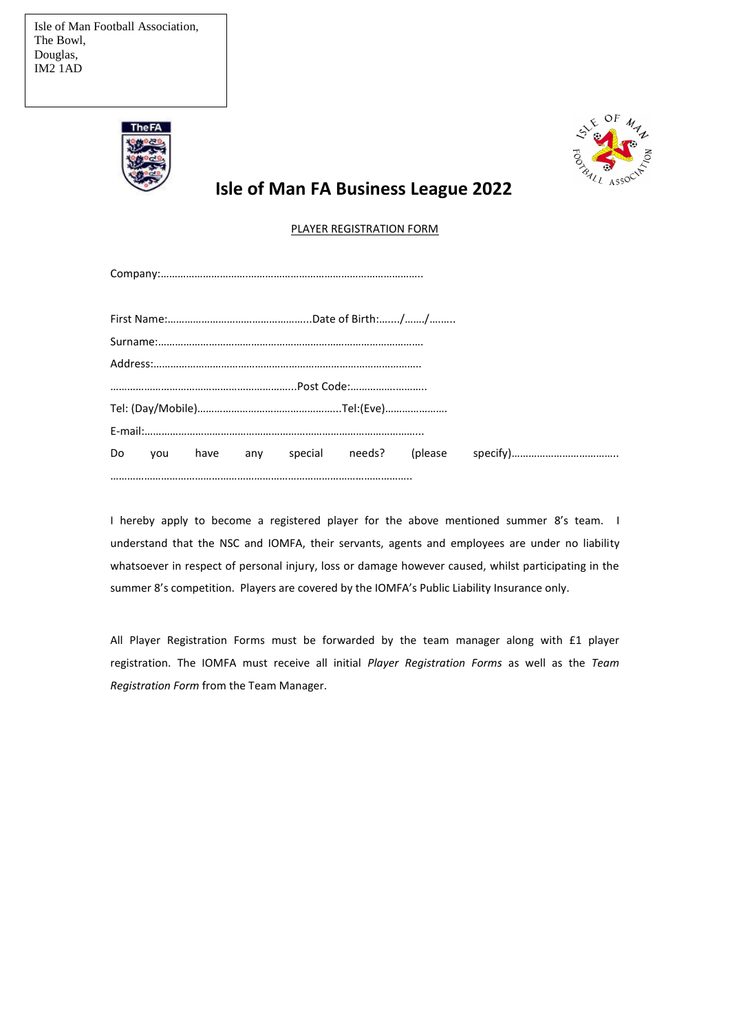Isle of Man Football Association,
The Bowl,
Douglas,
IM2 1AD

# Isle of Man FA Business League 2022

PLAYER REGISTRATION FORM

Company:………………………………………………………………………………..

First Name:…………………………………………..Date of Birth:……./……./………

Surname:………………………………………………………………………………….

Address:…………………………………………………………………………………..

…………………………………………………………Post Code:……………………..

Tel: (Day/Mobile)…………………………………………..Tel:(Eve)………………….

E-mail:……………………………………………………………………………………..

Do you have any special needs? (please specify)……………………………….

…………………………………………………………………………………………..

I hereby apply to become a registered player for the above mentioned summer 8's team. I understand that the NSC and IOMFA, their servants, agents and employees are under no liability whatsoever in respect of personal injury, loss or damage however caused, whilst participating in the summer 8's competition. Players are covered by the IOMFA's Public Liability Insurance only.

All Player Registration Forms must be forwarded by the team manager along with £1 player registration. The IOMFA must receive all initial *Player Registration Forms* as well as the *Team Registration Form* from the Team Manager.